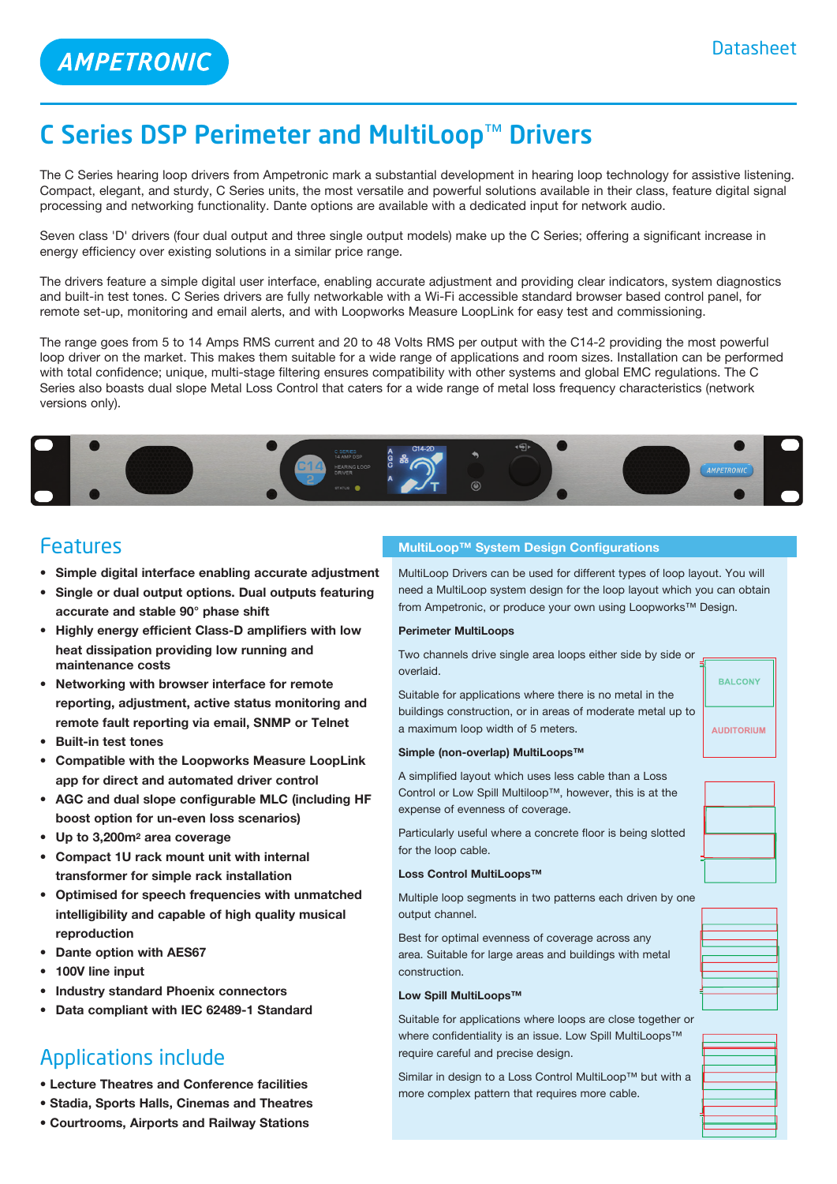AMPETRONIC

Datasheet

# C Series DSP Perimeter and MultiLoop™ Drivers

The C Series hearing loop drivers from Ampetronic mark a substantial development in hearing loop technology for assistive listening. Compact, elegant, and sturdy, C Series units, the most versatile and powerful solutions available in their class, feature digital signal processing and networking functionality. Dante options are available with a dedicated input for network audio.

Seven class 'D' drivers (four dual output and three single output models) make up the C Series; offering a significant increase in energy efficiency over existing solutions in a similar price range.

The drivers feature a simple digital user interface, enabling accurate adjustment and providing clear indicators, system diagnostics and built-in test tones. C Series drivers are fully networkable with a Wi-Fi accessible standard browser based control panel, for remote set-up, monitoring and email alerts, and with Loopworks Measure LoopLink for easy test and commissioning.

The range goes from 5 to 14 Amps RMS current and 20 to 48 Volts RMS per output with the C14-2 providing the most powerful loop driver on the market. This makes them suitable for a wide range of applications and room sizes. Installation can be performed with total confidence; unique, multi-stage filtering ensures compatibility with other systems and global EMC regulations. The C Series also boasts dual slope Metal Loss Control that caters for a wide range of metal loss frequency characteristics (network versions only).

## Features

- **Simple digital interface enabling accurate adjustment**
- **Single or dual output options. Dual outputs featuring accurate and stable 90° phase shift**
- **Highly energy efficient Class-D amplifiers with low heat dissipation providing low running and maintenance costs**
- **Networking with browser interface for remote reporting, adjustment, active status monitoring and remote fault reporting via email, SNMP or Telnet**
- **Built-in test tones**
- **Compatible with the Loopworks Measure LoopLink app for direct and automated driver control**
- **AGC and dual slope configurable MLC (including HF boost option for un-even loss scenarios)**
- **Up to 3,200m² area coverage**
- **Compact 1U rack mount unit with internal transformer for simple rack installation**
- **Optimised for speech frequencies with unmatched intelligibility and capable of high quality musical reproduction**
- **Dante option with AES67**
- **100V line input**
- **Industry standard Phoenix connectors**
- **Data compliant with IEC 62489-1 Standard**

## Applications include

- **Lecture Theatres and Conference facilities**
- **Stadia, Sports Halls, Cinemas and Theatres**
- **Courtrooms, Airports and Railway Stations**

## MultiLoop™ System Design Configurations

MultiLoop Drivers can be used for different types of loop layout. You will need a MultiLoop system design for the loop layout which you can obtain from Ampetronic, or produce your own using Loopworks™ Design.

**Perimeter MultiLoops**

Two channels drive single area loops either side by side or overlaid.

Suitable for applications where there is no metal in the buildings construction, or in areas of moderate metal up to a maximum loop width of 5 meters.

BALCONY

AUDITORIUM

**Simple (non-overlap) MultiLoops™**

A simplified layout which uses less cable than a Loss Control or Low Spill Multiloop™, however, this is at the expense of evenness of coverage.

Particularly useful where a concrete floor is being slotted for the loop cable.

**Loss Control MultiLoops™**

Multiple loop segments in two patterns each driven by one output channel.

Best for optimal evenness of coverage across any area. Suitable for large areas and buildings with metal construction.

**Low Spill MultiLoops™**

Suitable for applications where loops are close together or where confidentiality is an issue. Low Spill MultiLoops™ require careful and precise design.

Similar in design to a Loss Control MultiLoop™ but with a more complex pattern that requires more cable.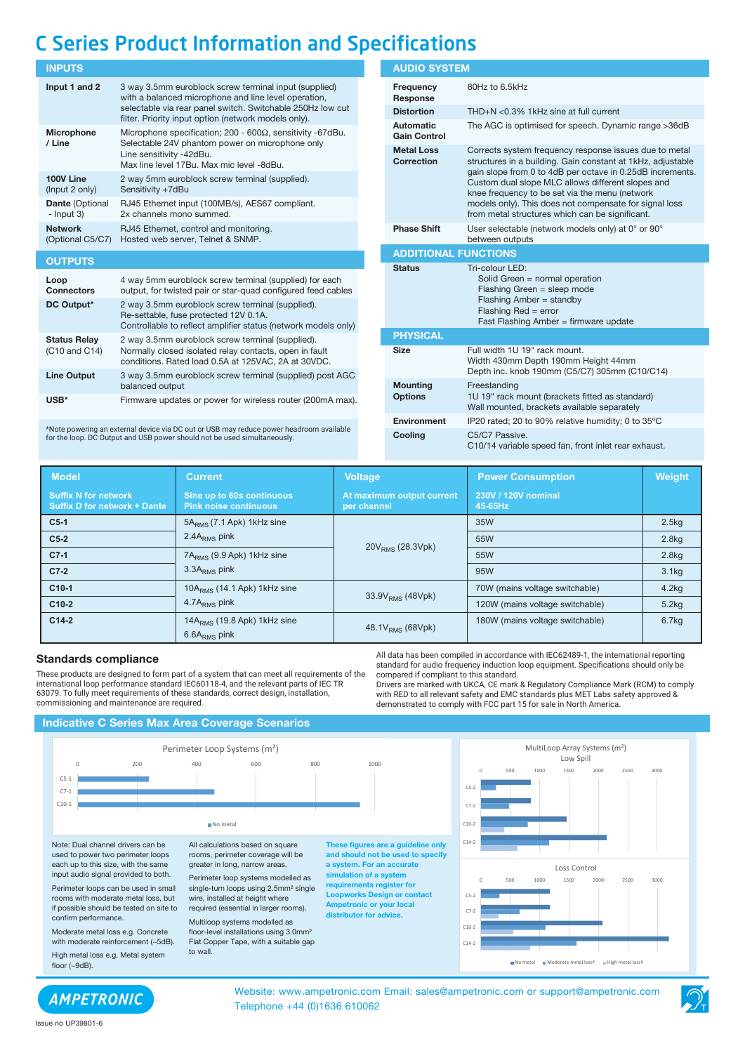# C Series Product Information and Specifications

## INPUTS

| | |
|---|---|
| **Input 1 and 2** | 3 way 3.5mm euroblock screw terminal input (supplied) with a balanced microphone and line level operation, selectable via rear panel switch. Switchable 250Hz low cut filter. Priority input option (network models only). |
| **Microphone / Line** | Microphone specification; 200 - 600Ω, sensitivity -67dBu. Selectable 24V phantom power on microphone only Line sensitivity -42dBu. Max line level 17Bu. Max mic level -8dBu. |
| **100V Line** (Input 2 only) | 2 way 5mm euroblock screw terminal (supplied). Sensitivity +7dBu |
| **Dante** (Optional - Input 3) | RJ45 Ethernet input (100MB/s), AES67 compliant. 2x channels mono summed. |
| **Network** (Optional C5/C7) | RJ45 Ethernet, control and monitoring. Hosted web server, Telnet & SNMP. |

## OUTPUTS

| | |
|---|---|
| **Loop Connectors** | 4 way 5mm euroblock screw terminal (supplied) for each output, for twisted pair or star-quad configured feed cables |
| **DC Output*** | 2 way 3.5mm euroblock screw terminal (supplied). Re-settable, fuse protected 12V 0.1A. Controllable to reflect amplifier status (network models only) |
| **Status Relay** (C10 and C14) | 2 way 3.5mm euroblock screw terminal (supplied). Normally closed isolated relay contacts, open in fault conditions. Rated load 0.5A at 125VAC, 2A at 30VDC. |
| **Line Output** | 3 way 3.5mm euroblock screw terminal (supplied) post AGC balanced output |
| **USB*** | Firmware updates or power for wireless router (200mA max). |

*Note powering an external device via DC out or USB may reduce power headroom available for the loop. DC Output and USB power should not be used simultaneously.

## AUDIO SYSTEM

| | |
|---|---|
| **Frequency Response** | 80Hz to 6.5kHz |
| **Distortion** | THD+N <0.3% 1kHz sine at full current |
| **Automatic Gain Control** | The AGC is optimised for speech. Dynamic range >36dB |
| **Metal Loss Correction** | Corrects system frequency response issues due to metal structures in a building. Gain constant at 1kHz, adjustable gain slope from 0 to 4dB per octave in 0.25dB increments. Custom dual slope MLC allows different slopes and knee frequency to be set via the menu (network models only). This does not compensate for signal loss from metal structures which can be significant. |
| **Phase Shift** | User selectable (network models only) at 0° or 90° between outputs |

## ADDITIONAL FUNCTIONS

| | |
|---|---|
| **Status** | Tri-colour LED:<br>Solid Green = normal operation<br>Flashing Green = sleep mode<br>Flashing Amber = standby<br>Flashing Red = error<br>Fast Flashing Amber = firmware update |

## PHYSICAL

| | |
|---|---|
| **Size** | Full width 1U 19" rack mount.<br>Width 430mm Depth 190mm Height 44mm<br>Depth inc. knob 190mm (C5/C7) 305mm (C10/C14) |
| **Mounting Options** | Freestanding<br>1U 19" rack mount (brackets fitted as standard)<br>Wall mounted, brackets available separately |
| **Environment** | IP20 rated; 20 to 90% relative humidity; 0 to 35°C |
| **Cooling** | C5/C7 Passive.<br>C10/14 variable speed fan, front inlet rear exhaust. |

| Model<br>Suffix N for network<br>Suffix D for network + Dante | Current<br>Sine up to 60s continuous<br>Pink noise continuous | Voltage<br>At maximum output current per channel | Power Consumption<br>230V / 120V nominal<br>45-65Hz | Weight |
|---|---|---|---|---|
| **C5-1** | $5A_{RMS}$ (7.1 Apk) 1kHz sine<br>$2.4A_{RMS}$ pink | $20V_{RMS}$ (28.3Vpk) | 35W | 2.5kg |
| **C5-2** | | | 55W | 2.8kg |
| **C7-1** | $7A_{RMS}$ (9.9 Apk) 1kHz sine<br>$3.3A_{RMS}$ pink | | 55W | 2.8kg |
| **C7-2** | | | 95W | 3.1kg |
| **C10-1** | $10A_{RMS}$ (14.1 Apk) 1kHz sine<br>$4.7A_{RMS}$ pink | $33.9V_{RMS}$ (48Vpk) | 70W (mains voltage switchable) | 4.2kg |
| **C10-2** | | | 120W (mains voltage switchable) | 5.2kg |
| **C14-2** | $14A_{RMS}$ (19.8 Apk) 1kHz sine<br>$6.6A_{RMS}$ pink | $48.1V_{RMS}$ (68Vpk) | 180W (mains voltage switchable) | 6.7kg |

### Standards compliance

These products are designed to form part of a system that can meet all requirements of the international loop performance standard IEC60118-4, and the relevant parts of IEC TR 63079. To fully meet requirements of these standards, correct design, installation, commissioning and maintenance are required.

All data has been compiled in accordance with IEC62489-1, the international reporting standard for audio frequency induction loop equipment. Specifications should only be compared if compliant to this standard.

Drivers are marked with UKCA, CE mark & Regulatory Compliance Mark (RCM) to comply with RED to all relevant safety and EMC standards plus MET Labs safety approved & demonstrated to comply with FCC part 15 for sale in North America.

## Indicative C Series Max Area Coverage Scenarios

Perimeter Loop Systems ($m^2$)
0 200 400 600 800 1000
C5-1
C7-1
C10-1
No metal

MultiLoop Array Systems ($m^2$)
Low Spill
0 500 1000 1500 2000 2500 3000
C5-2
C7-2
C10-2
C14-2

Loss Control
0 500 1000 1500 2000 2500 3000
C5-2
C7-2
C10-2
C14-2
No metal   Moderate metal loss†   High metal loss‡

Note: Dual channel drivers can be used to power two perimeter loops each up to this size, with the same input audio signal provided to both.

Perimeter loops can be used in small rooms with moderate metal loss, but if possible should be tested on site to confirm performance.

Moderate metal loss e.g. Concrete with moderate reinforcement (~5dB).

High metal loss e.g. Metal system floor (~9dB).

All calculations based on square rooms, perimeter coverage will be greater in long, narrow areas.

Perimeter loop systems modelled as single-turn loops using 2.5mm² single wire, installed at height where required (essential in larger rooms).

Multiloop systems modelled as floor-level installations using 3.0mm² Flat Copper Tape, with a suitable gap to wall.

**These figures are a guideline only and should not be used to specify a system. For an accurate simulation of a system requirements register for Loopworks Design or contact Ampetronic or your local distributor for advice.**

AMPETRONIC

Website: www.ampetronic.com Email: sales@ampetronic.com or support@ampetronic.com
Telephone +44 (0)1636 610062

Issue no UP39801-6